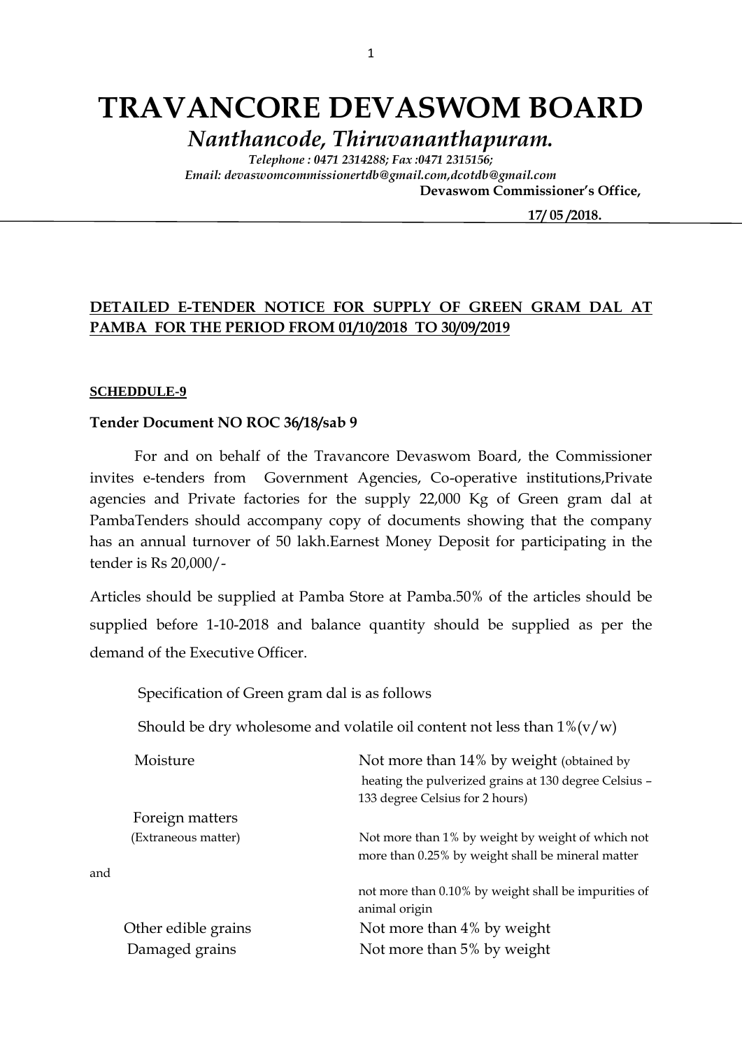# TRAVANCORE DEVASWOM BOARD

*Nanthancode, Thiruvananthapuram.*

*Telephone : 0471 2314288; Fax :0471 2315156;*
*Email: devaswomcommissionertdb@gmail.com,dcotdb@gmail.com*

**Devaswom Commissioner's Office,**

**17/ 05 /2018.**

## DETAILED E-TENDER NOTICE FOR SUPPLY OF GREEN GRAM DAL AT PAMBA FOR THE PERIOD FROM 01/10/2018 TO 30/09/2019

**SCHEDDULE-9**

**Tender Document NO ROC 36/18/sab 9**

For and on behalf of the Travancore Devaswom Board, the Commissioner invites e-tenders from Government Agencies, Co-operative institutions,Private agencies and Private factories for the supply 22,000 Kg of Green gram dal at PambaTenders should accompany copy of documents showing that the company has an annual turnover of 50 lakh.Earnest Money Deposit for participating in the tender is Rs 20,000/-

Articles should be supplied at Pamba Store at Pamba.50% of the articles should be supplied before 1-10-2018 and balance quantity should be supplied as per the demand of the Executive Officer.

Specification of Green gram dal is as follows

Should be dry wholesome and volatile oil content not less than 1%(v/w)

| | |
|---|---|
| Moisture | Not more than 14% by weight (obtained by heating the pulverized grains at 130 degree Celsius – 133 degree Celsius for 2 hours) |
| Foreign matters (Extraneous matter) | Not more than 1% by weight by weight of which not more than 0.25% by weight shall be mineral matter |
| and | not more than 0.10% by weight shall be impurities of animal origin |
| Other edible grains | Not more than 4% by weight |
| Damaged grains | Not more than 5% by weight |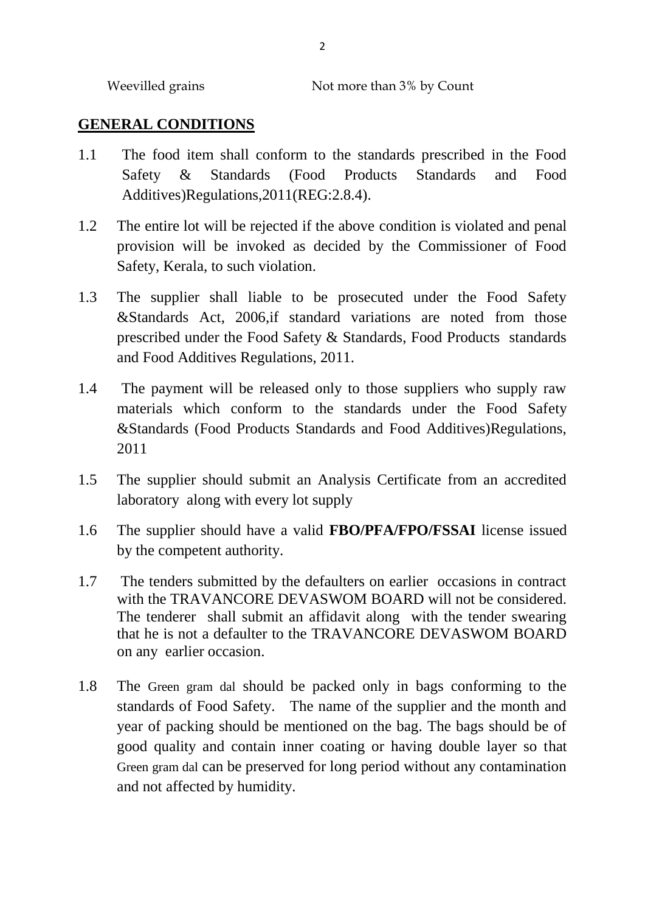| Weevilled grains | Not more than 3% by Count |
|---|---|

## GENERAL CONDITIONS

1.1 The food item shall conform to the standards prescribed in the Food Safety & Standards (Food Products Standards and Food Additives)Regulations,2011(REG:2.8.4).

1.2 The entire lot will be rejected if the above condition is violated and penal provision will be invoked as decided by the Commissioner of Food Safety, Kerala, to such violation.

1.3 The supplier shall liable to be prosecuted under the Food Safety &Standards Act, 2006,if standard variations are noted from those prescribed under the Food Safety & Standards, Food Products standards and Food Additives Regulations, 2011.

1.4 The payment will be released only to those suppliers who supply raw materials which conform to the standards under the Food Safety &Standards (Food Products Standards and Food Additives)Regulations, 2011

1.5 The supplier should submit an Analysis Certificate from an accredited laboratory along with every lot supply

1.6 The supplier should have a valid **FBO/PFA/FPO/FSSAI** license issued by the competent authority.

1.7 The tenders submitted by the defaulters on earlier occasions in contract with the TRAVANCORE DEVASWOM BOARD will not be considered. The tenderer shall submit an affidavit along with the tender swearing that he is not a defaulter to the TRAVANCORE DEVASWOM BOARD on any earlier occasion.

1.8 The Green gram dal should be packed only in bags conforming to the standards of Food Safety. The name of the supplier and the month and year of packing should be mentioned on the bag. The bags should be of good quality and contain inner coating or having double layer so that Green gram dal can be preserved for long period without any contamination and not affected by humidity.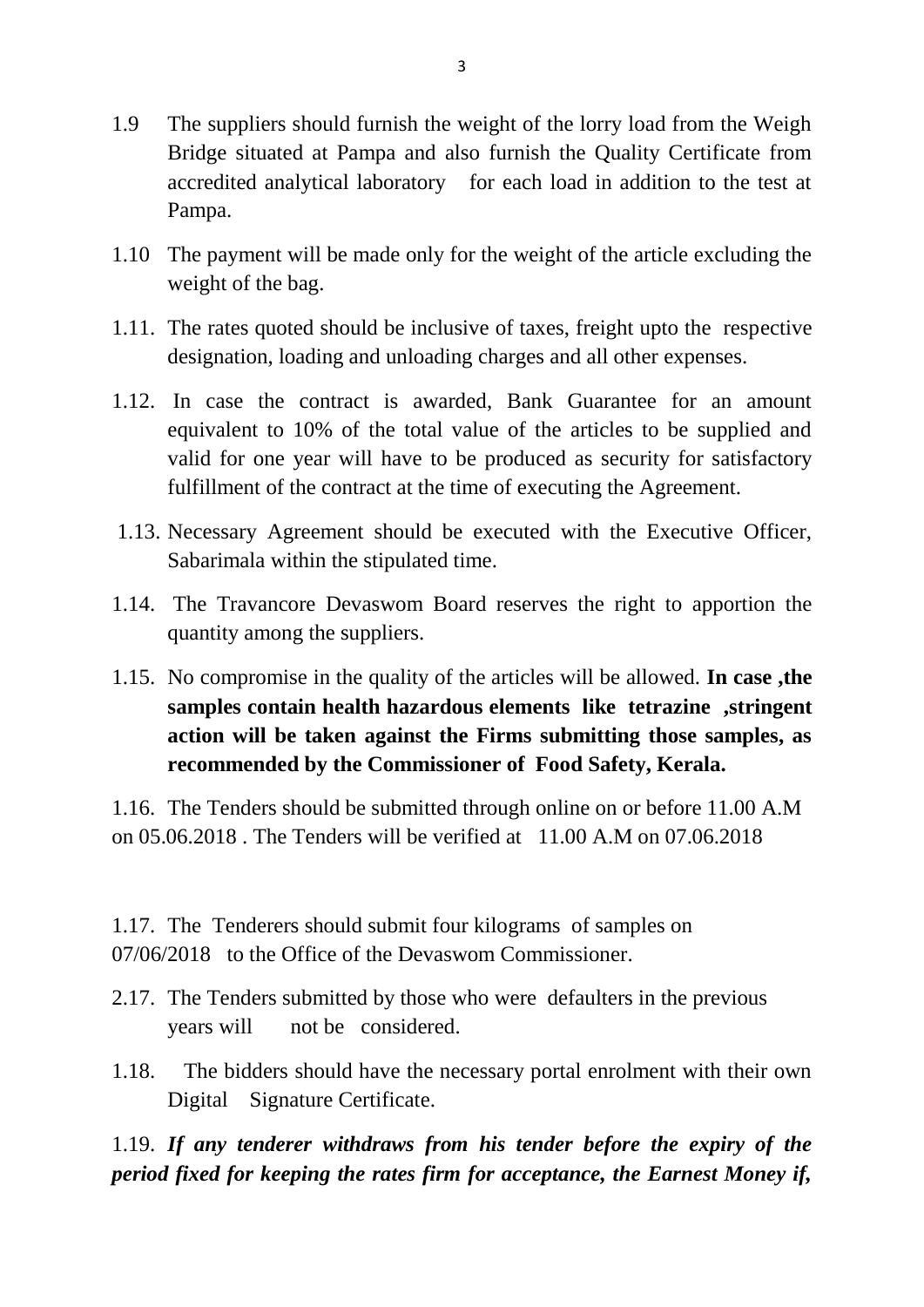1.9 The suppliers should furnish the weight of the lorry load from the Weigh Bridge situated at Pampa and also furnish the Quality Certificate from accredited analytical laboratory for each load in addition to the test at Pampa.

1.10 The payment will be made only for the weight of the article excluding the weight of the bag.

1.11. The rates quoted should be inclusive of taxes, freight upto the respective designation, loading and unloading charges and all other expenses.

1.12. In case the contract is awarded, Bank Guarantee for an amount equivalent to 10% of the total value of the articles to be supplied and valid for one year will have to be produced as security for satisfactory fulfillment of the contract at the time of executing the Agreement.

1.13. Necessary Agreement should be executed with the Executive Officer, Sabarimala within the stipulated time.

1.14. The Travancore Devaswom Board reserves the right to apportion the quantity among the suppliers.

1.15. No compromise in the quality of the articles will be allowed. **In case ,the samples contain health hazardous elements like tetrazine ,stringent action will be taken against the Firms submitting those samples, as recommended by the Commissioner of Food Safety, Kerala.**

1.16. The Tenders should be submitted through online on or before 11.00 A.M on 05.06.2018 . The Tenders will be verified at 11.00 A.M on 07.06.2018

1.17. The Tenderers should submit four kilograms of samples on 07/06/2018 to the Office of the Devaswom Commissioner.

2.17. The Tenders submitted by those who were defaulters in the previous years will not be considered.

1.18. The bidders should have the necessary portal enrolment with their own Digital Signature Certificate.

1.19. ***If any tenderer withdraws from his tender before the expiry of the period fixed for keeping the rates firm for acceptance, the Earnest Money if,***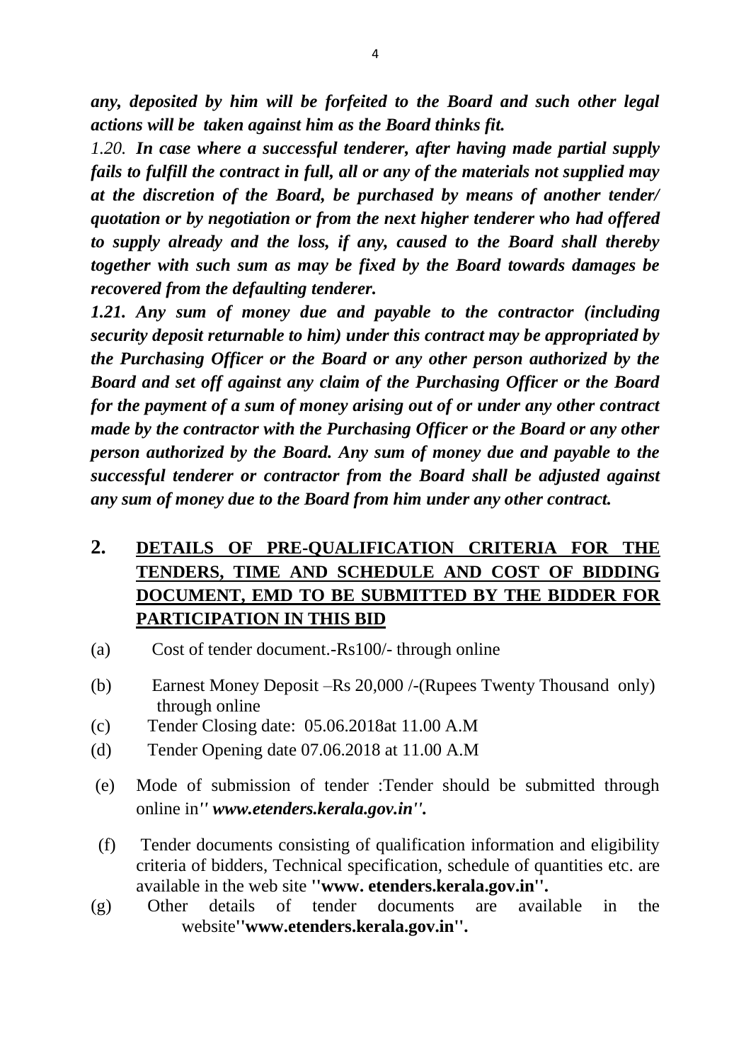***any, deposited by him will be forfeited to the Board and such other legal actions will be taken against him as the Board thinks fit.***

*1.20.* ***In case where a successful tenderer, after having made partial supply fails to fulfill the contract in full, all or any of the materials not supplied may at the discretion of the Board, be purchased by means of another tender/ quotation or by negotiation or from the next higher tenderer who had offered to supply already and the loss, if any, caused to the Board shall thereby together with such sum as may be fixed by the Board towards damages be recovered from the defaulting tenderer.***

***1.21. Any sum of money due and payable to the contractor (including security deposit returnable to him) under this contract may be appropriated by the Purchasing Officer or the Board or any other person authorized by the Board and set off against any claim of the Purchasing Officer or the Board for the payment of a sum of money arising out of or under any other contract made by the contractor with the Purchasing Officer or the Board or any other person authorized by the Board. Any sum of money due and payable to the successful tenderer or contractor from the Board shall be adjusted against any sum of money due to the Board from him under any other contract.***

## 2. DETAILS OF PRE-QUALIFICATION CRITERIA FOR THE TENDERS, TIME AND SCHEDULE AND COST OF BIDDING DOCUMENT, EMD TO BE SUBMITTED BY THE BIDDER FOR PARTICIPATION IN THIS BID

(a) Cost of tender document.-Rs100/- through online

(b) Earnest Money Deposit –Rs 20,000 /-(Rupees Twenty Thousand only) through online

(c) Tender Closing date: 05.06.2018at 11.00 A.M

(d) Tender Opening date 07.06.2018 at 11.00 A.M

(e) Mode of submission of tender :Tender should be submitted through online in*'' www.etenders.kerala.gov.in''.*

(f) Tender documents consisting of qualification information and eligibility criteria of bidders, Technical specification, schedule of quantities etc. are available in the web site **''www. etenders.kerala.gov.in''.**

(g) Other details of tender documents are available in the website**''www.etenders.kerala.gov.in''.**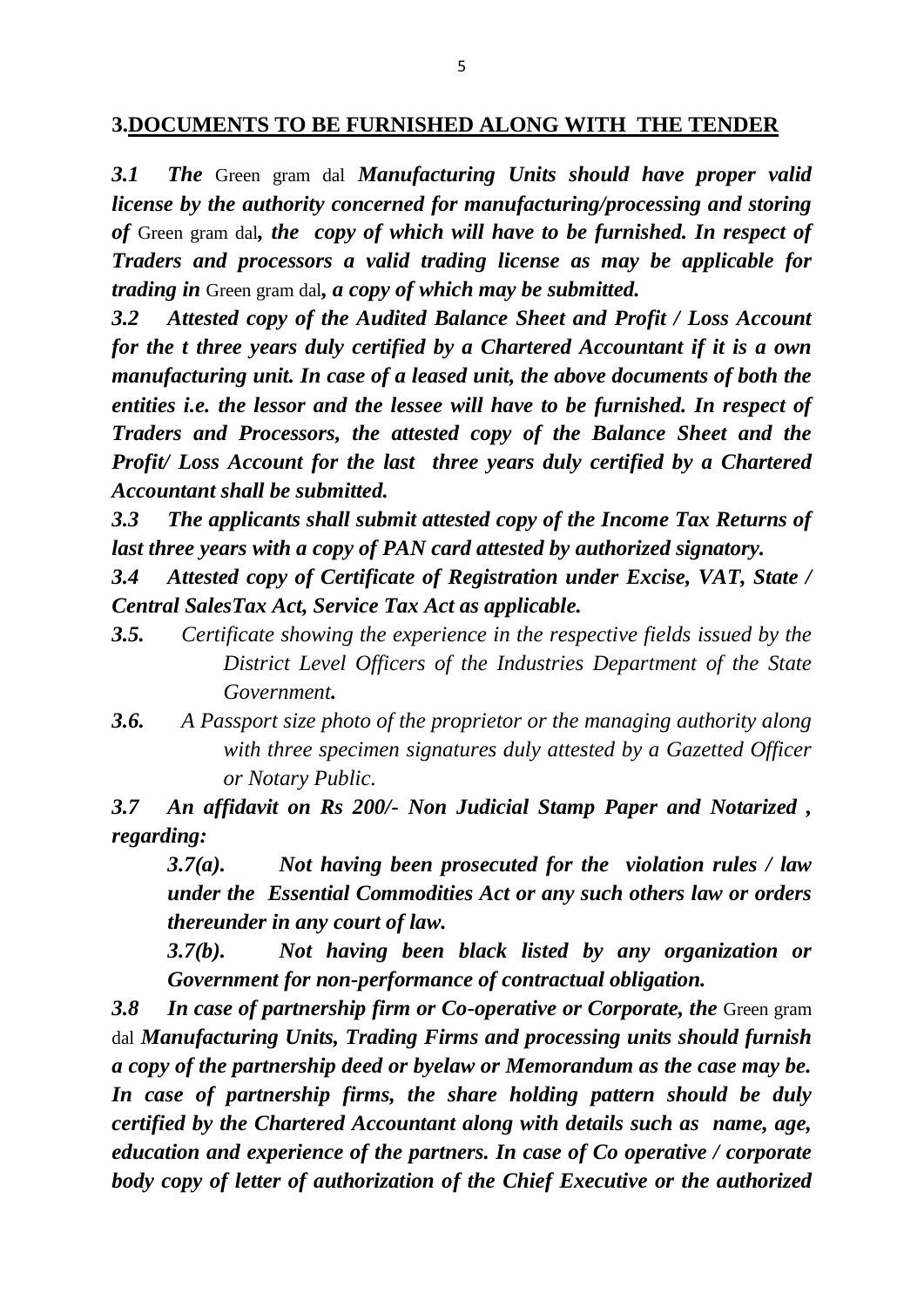## 3.DOCUMENTS TO BE FURNISHED ALONG WITH THE TENDER

***3.1 The*** Green gram dal ***Manufacturing Units should have proper valid license by the authority concerned for manufacturing/processing and storing of*** Green gram dal***, the copy of which will have to be furnished. In respect of Traders and processors a valid trading license as may be applicable for trading in*** Green gram dal***, a copy of which may be submitted.***

***3.2 Attested copy of the Audited Balance Sheet and Profit / Loss Account for the t three years duly certified by a Chartered Accountant if it is a own manufacturing unit. In case of a leased unit, the above documents of both the entities i.e. the lessor and the lessee will have to be furnished. In respect of Traders and Processors, the attested copy of the Balance Sheet and the Profit/ Loss Account for the last three years duly certified by a Chartered Accountant shall be submitted.***

***3.3 The applicants shall submit attested copy of the Income Tax Returns of last three years with a copy of PAN card attested by authorized signatory.***

***3.4 Attested copy of Certificate of Registration under Excise, VAT, State / Central SalesTax Act, Service Tax Act as applicable.***

***3.5.*** *Certificate showing the experience in the respective fields issued by the District Level Officers of the Industries Department of the State Government.*

***3.6.*** *A Passport size photo of the proprietor or the managing authority along with three specimen signatures duly attested by a Gazetted Officer or Notary Public.*

***3.7 An affidavit on Rs 200/- Non Judicial Stamp Paper and Notarized , regarding:***

> ***3.7(a). Not having been prosecuted for the violation rules / law under the Essential Commodities Act or any such others law or orders thereunder in any court of law.***
>
> ***3.7(b). Not having been black listed by any organization or Government for non-performance of contractual obligation.***

***3.8 In case of partnership firm or Co-operative or Corporate, the*** Green gram dal ***Manufacturing Units, Trading Firms and processing units should furnish a copy of the partnership deed or byelaw or Memorandum as the case may be. In case of partnership firms, the share holding pattern should be duly certified by the Chartered Accountant along with details such as name, age, education and experience of the partners. In case of Co operative / corporate body copy of letter of authorization of the Chief Executive or the authorized***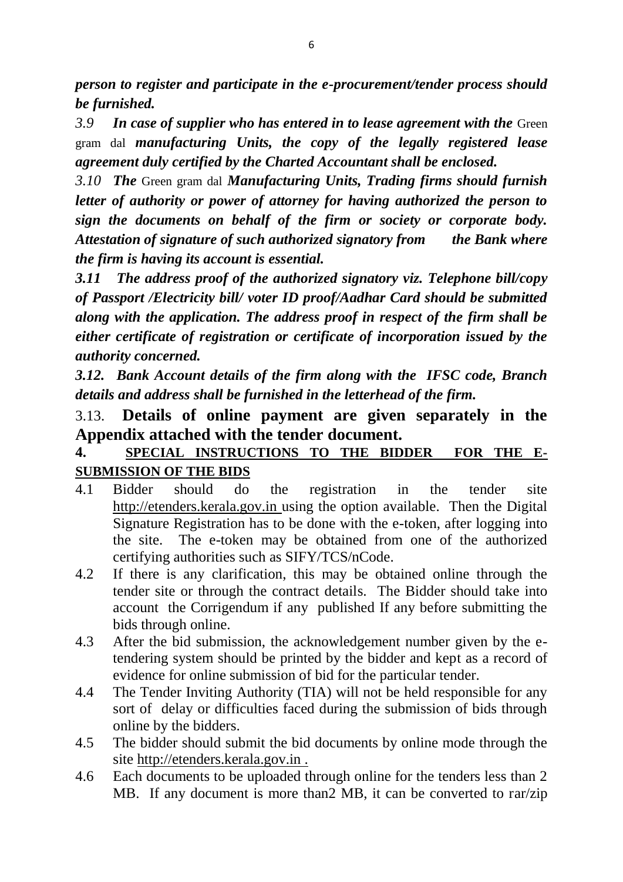***person to register and participate in the e-procurement/tender process should be furnished.***

*3.9* ***In case of supplier who has entered in to lease agreement with the*** Green gram dal ***manufacturing Units, the copy of the legally registered lease agreement duly certified by the Charted Accountant shall be enclosed.***

*3.10* ***The*** Green gram dal ***Manufacturing Units, Trading firms should furnish letter of authority or power of attorney for having authorized the person to sign the documents on behalf of the firm or society or corporate body. Attestation of signature of such authorized signatory from the Bank where the firm is having its account is essential.***

*3.11* ***The address proof of the authorized signatory viz. Telephone bill/copy of Passport /Electricity bill/ voter ID proof/Aadhar Card should be submitted along with the application. The address proof in respect of the firm shall be either certificate of registration or certificate of incorporation issued by the authority concerned.***

*3.12.* ***Bank Account details of the firm along with the IFSC code, Branch details and address shall be furnished in the letterhead of the firm.***

3.13. **Details of online payment are given separately in the Appendix attached with the tender document.**

## 4. SPECIAL INSTRUCTIONS TO THE BIDDER FOR THE E-SUBMISSION OF THE BIDS

4.1 Bidder should do the registration in the tender site http://etenders.kerala.gov.in using the option available. Then the Digital Signature Registration has to be done with the e-token, after logging into the site. The e-token may be obtained from one of the authorized certifying authorities such as SIFY/TCS/nCode.

4.2 If there is any clarification, this may be obtained online through the tender site or through the contract details. The Bidder should take into account the Corrigendum if any published If any before submitting the bids through online.

4.3 After the bid submission, the acknowledgement number given by the e-tendering system should be printed by the bidder and kept as a record of evidence for online submission of bid for the particular tender.

4.4 The Tender Inviting Authority (TIA) will not be held responsible for any sort of delay or difficulties faced during the submission of bids through online by the bidders.

4.5 The bidder should submit the bid documents by online mode through the site http://etenders.kerala.gov.in .

4.6 Each documents to be uploaded through online for the tenders less than 2 MB. If any document is more than2 MB, it can be converted to rar/zip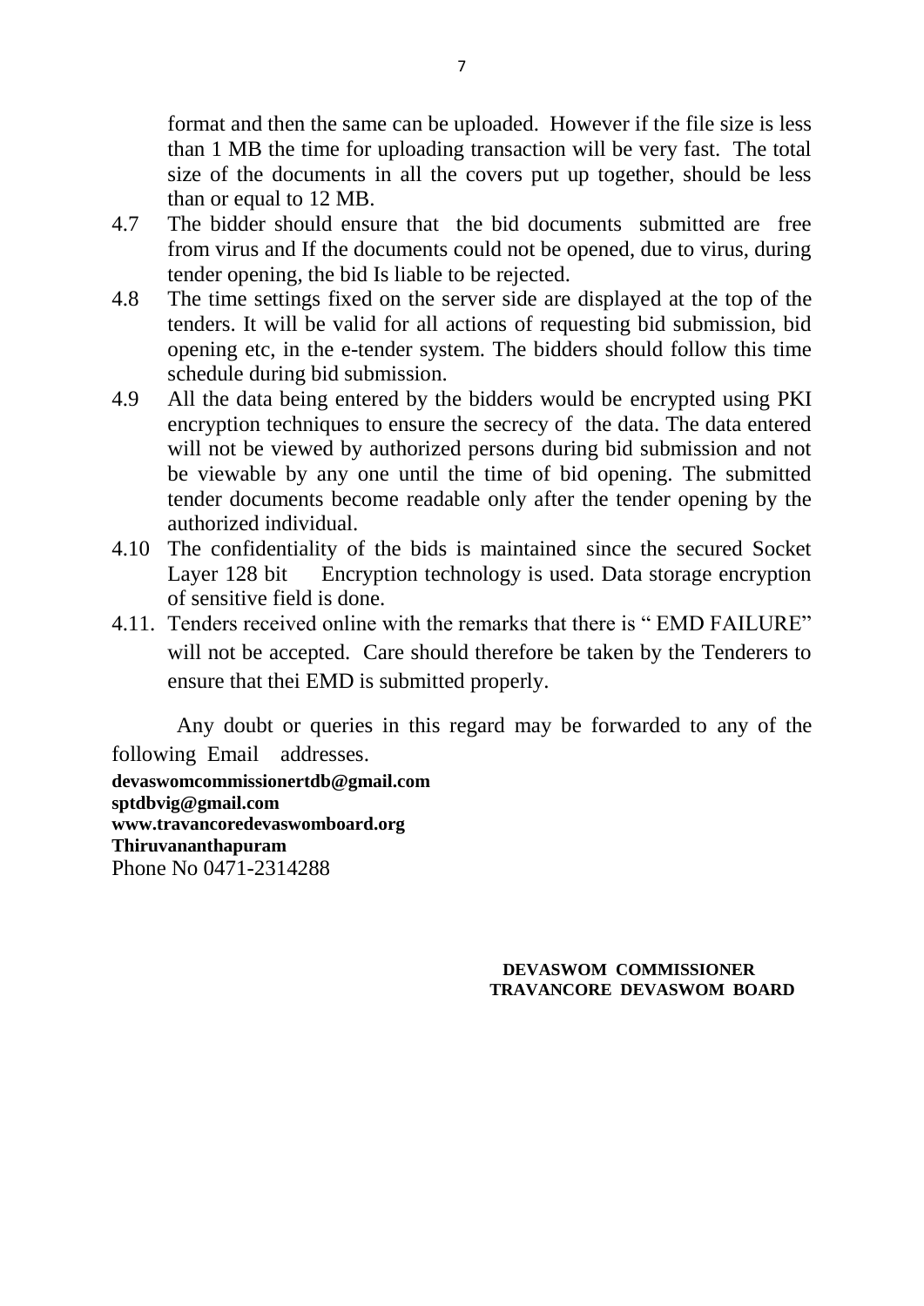format and then the same can be uploaded. However if the file size is less than 1 MB the time for uploading transaction will be very fast. The total size of the documents in all the covers put up together, should be less than or equal to 12 MB.

4.7 The bidder should ensure that the bid documents submitted are free from virus and If the documents could not be opened, due to virus, during tender opening, the bid Is liable to be rejected.

4.8 The time settings fixed on the server side are displayed at the top of the tenders. It will be valid for all actions of requesting bid submission, bid opening etc, in the e-tender system. The bidders should follow this time schedule during bid submission.

4.9 All the data being entered by the bidders would be encrypted using PKI encryption techniques to ensure the secrecy of the data. The data entered will not be viewed by authorized persons during bid submission and not be viewable by any one until the time of bid opening. The submitted tender documents become readable only after the tender opening by the authorized individual.

4.10 The confidentiality of the bids is maintained since the secured Socket Layer 128 bit Encryption technology is used. Data storage encryption of sensitive field is done.

4.11. Tenders received online with the remarks that there is " EMD FAILURE" will not be accepted. Care should therefore be taken by the Tenderers to ensure that thei EMD is submitted properly.

Any doubt or queries in this regard may be forwarded to any of the following Email addresses.

**devaswomcommissionertdb@gmail.com**
**sptdbvig@gmail.com**
**www.travancoredevaswomboard.org**
**Thiruvananthapuram**
Phone No 0471-2314288

**DEVASWOM COMMISSIONER**
**TRAVANCORE DEVASWOM BOARD**